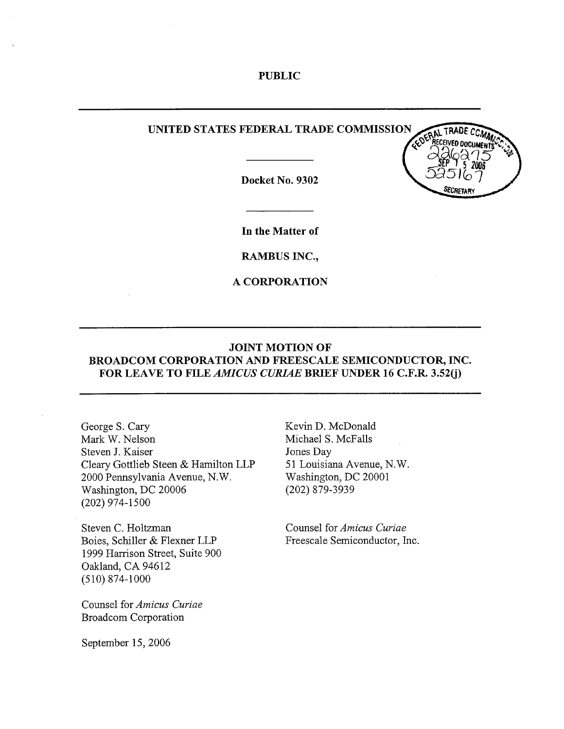**PUBLIC**

---

**UNITED STATES FEDERAL TRADE COMMISSION**

---

**Docket No. 9302**

---

**In the Matter of**

**RAMBUS INC.,**

**A CORPORATION**

---

**JOINT MOTION OF BROADCOM CORPORATION AND FREESCALE SEMICONDUCTOR, INC. FOR LEAVE TO FILE *AMICUS CURIAE* BRIEF UNDER 16 C.F.R. 3.52(j)**

---

George S. Cary
Mark W. Nelson
Steven J. Kaiser
Cleary Gottlieb Steen & Hamilton LLP
2000 Pennsylvania Avenue, N.W.
Washington, DC 20006
(202) 974-1500

Steven C. Holtzman
Boies, Schiller & Flexner LLP
1999 Harrison Street, Suite 900
Oakland, CA 94612
(510) 874-1000

Counsel for *Amicus Curiae*
Broadcom Corporation

Kevin D. McDonald
Michael S. McFalls
Jones Day
51 Louisiana Avenue, N.W.
Washington, DC 20001
(202) 879-3939

Counsel for *Amicus Curiae*
Freescale Semiconductor, Inc.

September 15, 2006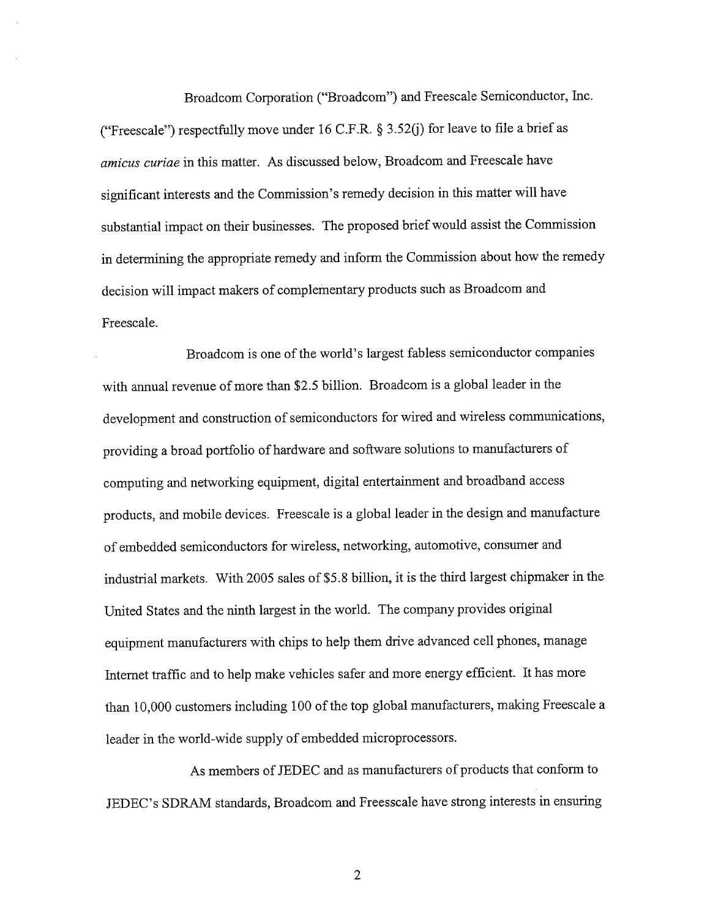Broadcom Corporation ("Broadcom") and Freescale Semiconductor, Inc. ("Freescale") respectfully move under 16 C.F.R. § 3.52(j) for leave to file a brief as *amicus curiae* in this matter. As discussed below, Broadcom and Freescale have significant interests and the Commission's remedy decision in this matter will have substantial impact on their businesses. The proposed brief would assist the Commission in determining the appropriate remedy and inform the Commission about how the remedy decision will impact makers of complementary products such as Broadcom and Freescale.

Broadcom is one of the world's largest fabless semiconductor companies with annual revenue of more than $2.5 billion. Broadcom is a global leader in the development and construction of semiconductors for wired and wireless communications, providing a broad portfolio of hardware and software solutions to manufacturers of computing and networking equipment, digital entertainment and broadband access products, and mobile devices. Freescale is a global leader in the design and manufacture of embedded semiconductors for wireless, networking, automotive, consumer and industrial markets. With 2005 sales of $5.8 billion, it is the third largest chipmaker in the United States and the ninth largest in the world. The company provides original equipment manufacturers with chips to help them drive advanced cell phones, manage Internet traffic and to help make vehicles safer and more energy efficient. It has more than 10,000 customers including 100 of the top global manufacturers, making Freescale a leader in the world-wide supply of embedded microprocessors.

As members of JEDEC and as manufacturers of products that conform to JEDEC's SDRAM standards, Broadcom and Freesscale have strong interests in ensuring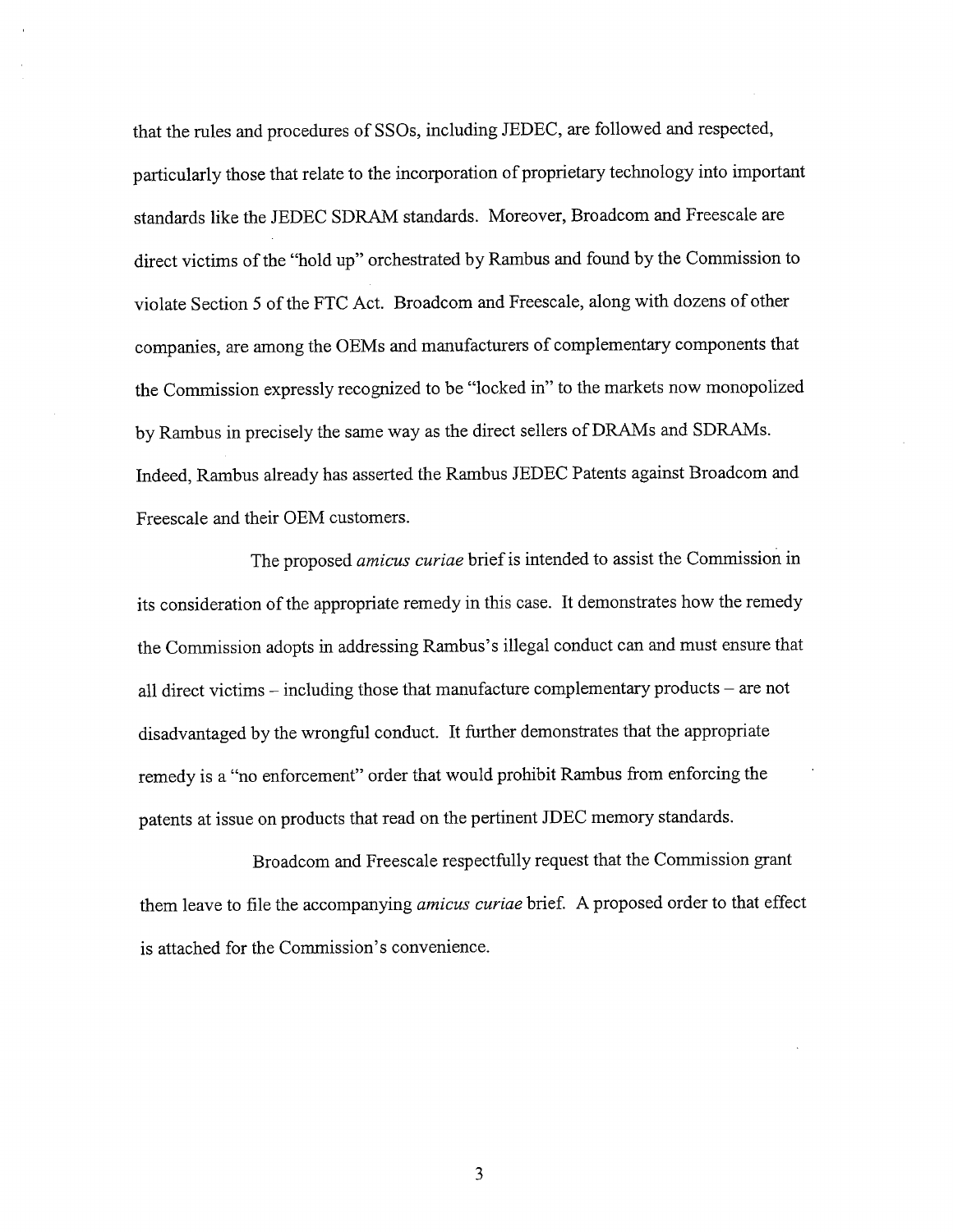that the rules and procedures of SSOs, including JEDEC, are followed and respected, particularly those that relate to the incorporation of proprietary technology into important standards like the JEDEC SDRAM standards. Moreover, Broadcom and Freescale are direct victims of the "hold up" orchestrated by Rambus and found by the Commission to violate Section 5 of the FTC Act. Broadcom and Freescale, along with dozens of other companies, are among the OEMs and manufacturers of complementary components that the Commission expressly recognized to be "locked in" to the markets now monopolized by Rambus in precisely the same way as the direct sellers of DRAMs and SDRAMs. Indeed, Rambus already has asserted the Rambus JEDEC Patents against Broadcom and Freescale and their OEM customers.

The proposed *amicus curiae* brief is intended to assist the Commission in its consideration of the appropriate remedy in this case. It demonstrates how the remedy the Commission adopts in addressing Rambus's illegal conduct can and must ensure that all direct victims – including those that manufacture complementary products – are not disadvantaged by the wrongful conduct. It further demonstrates that the appropriate remedy is a "no enforcement" order that would prohibit Rambus from enforcing the patents at issue on products that read on the pertinent JDEC memory standards.

Broadcom and Freescale respectfully request that the Commission grant them leave to file the accompanying *amicus curiae* brief. A proposed order to that effect is attached for the Commission's convenience.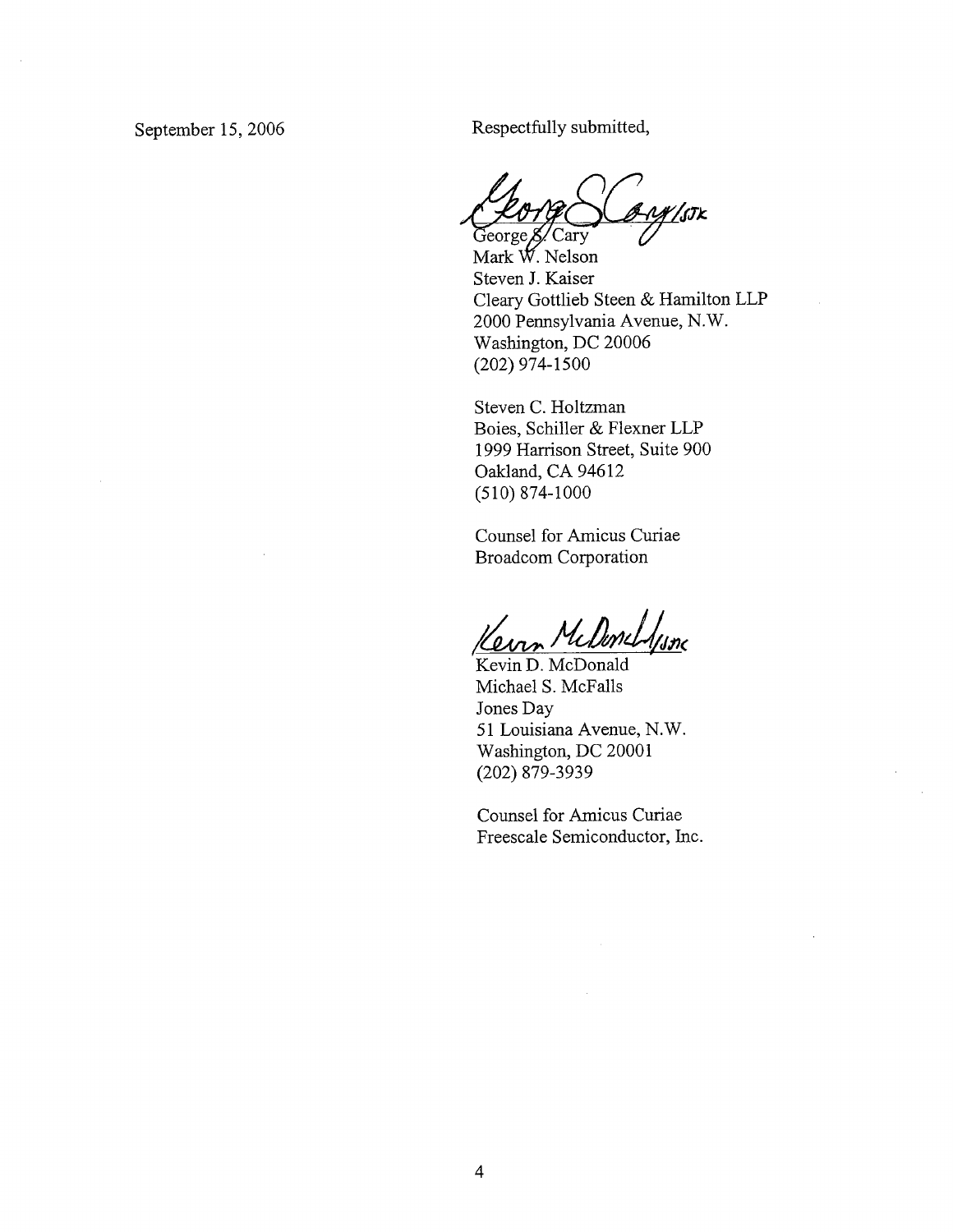September 15, 2006

Respectfully submitted,

/SJK

George S. Cary
Mark W. Nelson
Steven J. Kaiser
Cleary Gottlieb Steen & Hamilton LLP
2000 Pennsylvania Avenue, N.W.
Washington, DC 20006
(202) 974-1500

Steven C. Holtzman
Boies, Schiller & Flexner LLP
1999 Harrison Street, Suite 900
Oakland, CA 94612
(510) 874-1000

Counsel for Amicus Curiae
Broadcom Corporation

/SJK

Kevin D. McDonald
Michael S. McFalls
Jones Day
51 Louisiana Avenue, N.W.
Washington, DC 20001
(202) 879-3939

Counsel for Amicus Curiae
Freescale Semiconductor, Inc.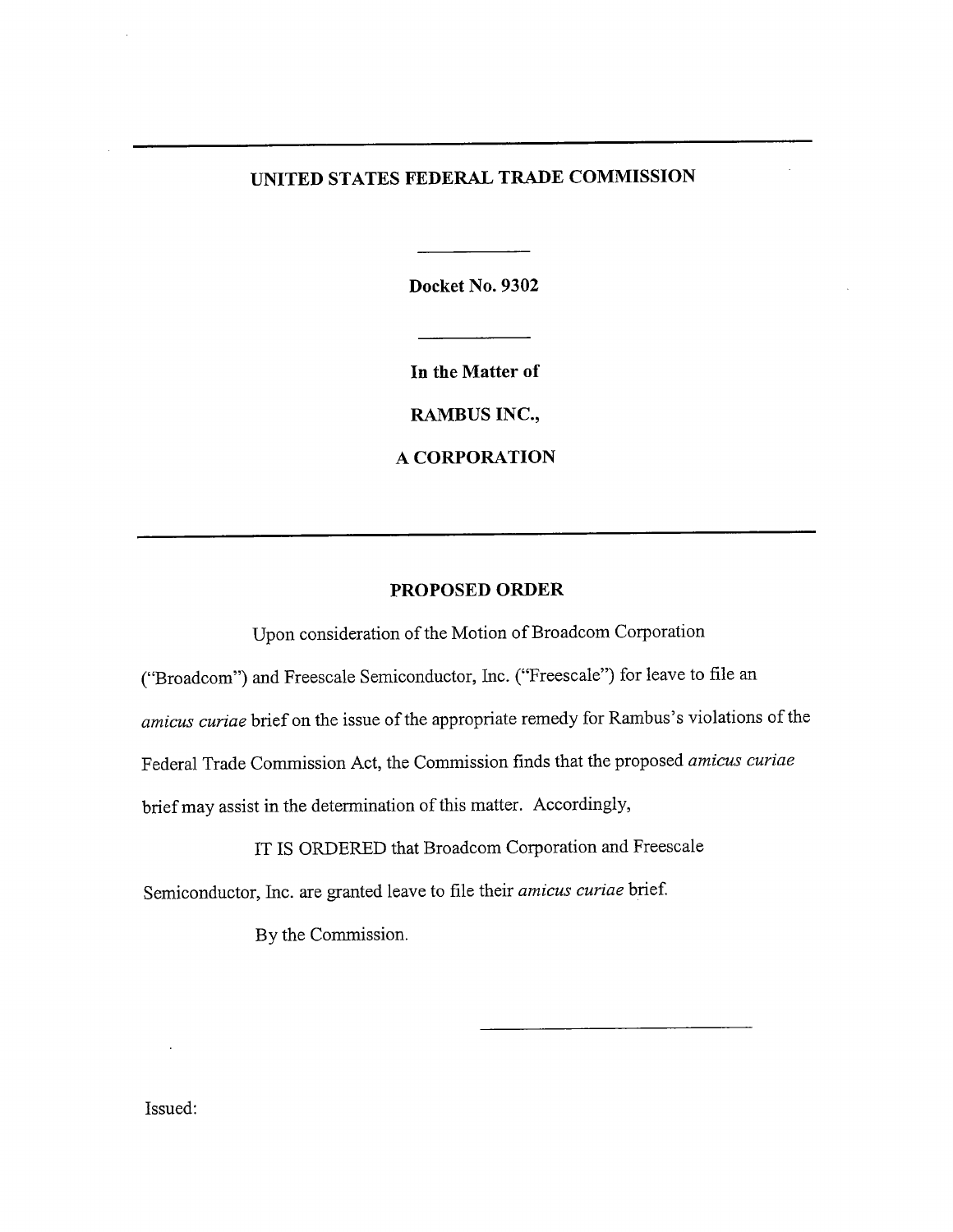**UNITED STATES FEDERAL TRADE COMMISSION**

---

**Docket No. 9302**

---

**In the Matter of**

**RAMBUS INC.,**

**A CORPORATION**

---

## PROPOSED ORDER

Upon consideration of the Motion of Broadcom Corporation ("Broadcom") and Freescale Semiconductor, Inc. ("Freescale") for leave to file an *amicus curiae* brief on the issue of the appropriate remedy for Rambus's violations of the Federal Trade Commission Act, the Commission finds that the proposed *amicus curiae* brief may assist in the determination of this matter. Accordingly,

IT IS ORDERED that Broadcom Corporation and Freescale Semiconductor, Inc. are granted leave to file their *amicus curiae* brief.

By the Commission.

______________________________

Issued: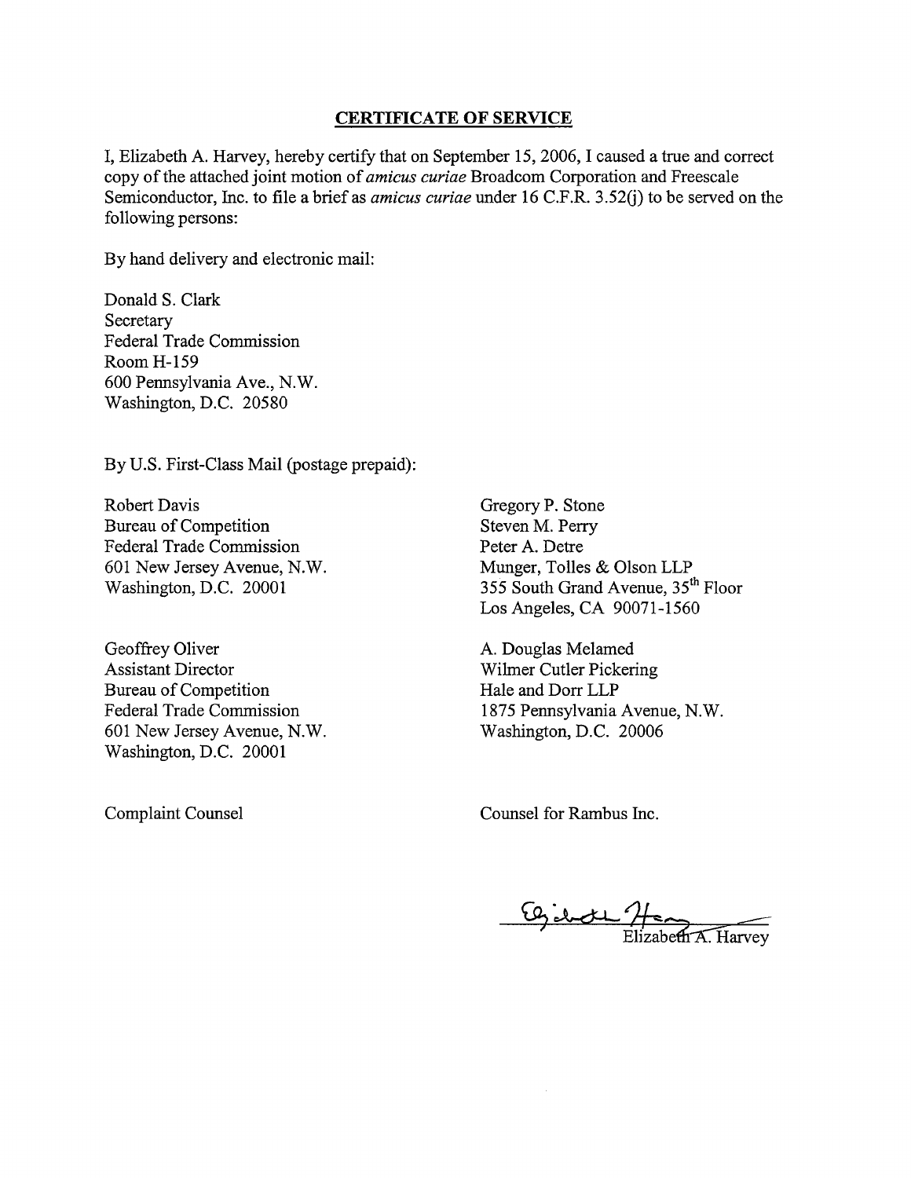## CERTIFICATE OF SERVICE

I, Elizabeth A. Harvey, hereby certify that on September 15, 2006, I caused a true and correct copy of the attached joint motion of *amicus curiae* Broadcom Corporation and Freescale Semiconductor, Inc. to file a brief as *amicus curiae* under 16 C.F.R. 3.52(j) to be served on the following persons:

By hand delivery and electronic mail:

Donald S. Clark
Secretary
Federal Trade Commission
Room H-159
600 Pennsylvania Ave., N.W.
Washington, D.C. 20580

By U.S. First-Class Mail (postage prepaid):

Robert Davis
Bureau of Competition
Federal Trade Commission
601 New Jersey Avenue, N.W.
Washington, D.C. 20001

Geoffrey Oliver
Assistant Director
Bureau of Competition
Federal Trade Commission
601 New Jersey Avenue, N.W.
Washington, D.C. 20001

Complaint Counsel

Gregory P. Stone
Steven M. Perry
Peter A. Detre
Munger, Tolles & Olson LLP
355 South Grand Avenue, 35th Floor
Los Angeles, CA 90071-1560

A. Douglas Melamed
Wilmer Cutler Pickering
Hale and Dorr LLP
1875 Pennsylvania Avenue, N.W.
Washington, D.C. 20006

Counsel for Rambus Inc.

Elizabeth A. Harvey